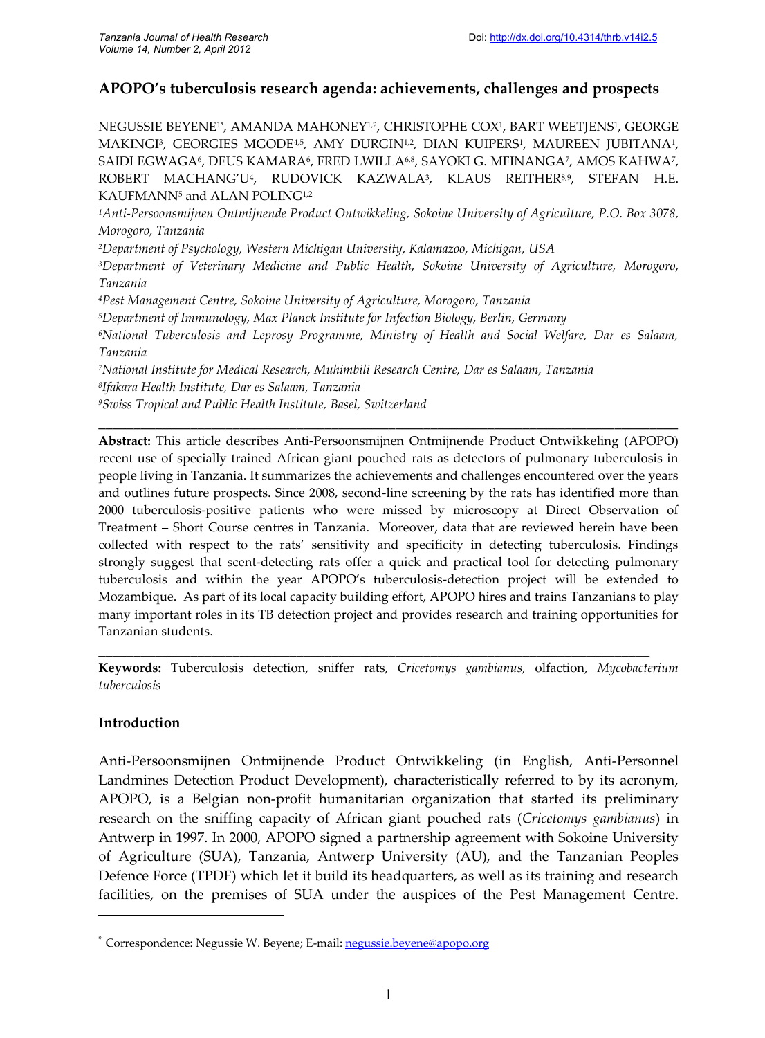# APOPO's tuberculosis research agenda: achievements, challenges and prospects

NEGUSSIE BEYENE[1*], AMANDA MAHONEY[1,2], CHRISTOPHE COX[1], BART WEETJENS[1], GEORGE MAKINGI[3], GEORGIES MGODE[4,5], AMY DURGIN[1,2], DIAN KUIPERS[1], MAUREEN JUBITANA[1], SAIDI EGWAGA[6], DEUS KAMARA[6], FRED LWILLA[6,8], SAYOKI G. MFINANGA[7], AMOS KAHWA[7], ROBERT MACHANG'U[4], RUDOVICK KAZWALA[3], KLAUS REITHER[8,9], STEFAN H.E. KAUFMANN[5] and ALAN POLING[1,2]

[1]*Anti-Persoonsmijnen Ontmijnende Product Ontwikkeling, Sokoine University of Agriculture, P.O. Box 3078, Morogoro, Tanzania*

[2]*Department of Psychology, Western Michigan University, Kalamazoo, Michigan, USA*

[3]*Department of Veterinary Medicine and Public Health, Sokoine University of Agriculture, Morogoro, Tanzania*

[4]*Pest Management Centre, Sokoine University of Agriculture, Morogoro, Tanzania*

[5]*Department of Immunology, Max Planck Institute for Infection Biology, Berlin, Germany*

[6]*National Tuberculosis and Leprosy Programme, Ministry of Health and Social Welfare, Dar es Salaam, Tanzania*

[7]*National Institute for Medical Research, Muhimbili Research Centre, Dar es Salaam, Tanzania*

[8]*Ifakara Health Institute, Dar es Salaam, Tanzania*

[9]*Swiss Tropical and Public Health Institute, Basel, Switzerland*

---

**Abstract:** This article describes Anti-Persoonsmijnen Ontmijnende Product Ontwikkeling (APOPO) recent use of specially trained African giant pouched rats as detectors of pulmonary tuberculosis in people living in Tanzania. It summarizes the achievements and challenges encountered over the years and outlines future prospects. Since 2008, second-line screening by the rats has identified more than 2000 tuberculosis-positive patients who were missed by microscopy at Direct Observation of Treatment – Short Course centres in Tanzania. Moreover, data that are reviewed herein have been collected with respect to the rats' sensitivity and specificity in detecting tuberculosis. Findings strongly suggest that scent-detecting rats offer a quick and practical tool for detecting pulmonary tuberculosis and within the year APOPO's tuberculosis-detection project will be extended to Mozambique. As part of its local capacity building effort, APOPO hires and trains Tanzanians to play many important roles in its TB detection project and provides research and training opportunities for Tanzanian students.

---

**Keywords:** Tuberculosis detection, sniffer rats, *Cricetomys gambianus,* olfaction, *Mycobacterium tuberculosis*

## Introduction

Anti-Persoonsmijnen Ontmijnende Product Ontwikkeling (in English, Anti-Personnel Landmines Detection Product Development), characteristically referred to by its acronym, APOPO, is a Belgian non-profit humanitarian organization that started its preliminary research on the sniffing capacity of African giant pouched rats (*Cricetomys gambianus*) in Antwerp in 1997. In 2000, APOPO signed a partnership agreement with Sokoine University of Agriculture (SUA), Tanzania, Antwerp University (AU), and the Tanzanian Peoples Defence Force (TPDF) which let it build its headquarters, as well as its training and research facilities, on the premises of SUA under the auspices of the Pest Management Centre.

---

* Correspondence: Negussie W. Beyene; E-mail: negussie.beyene@apopo.org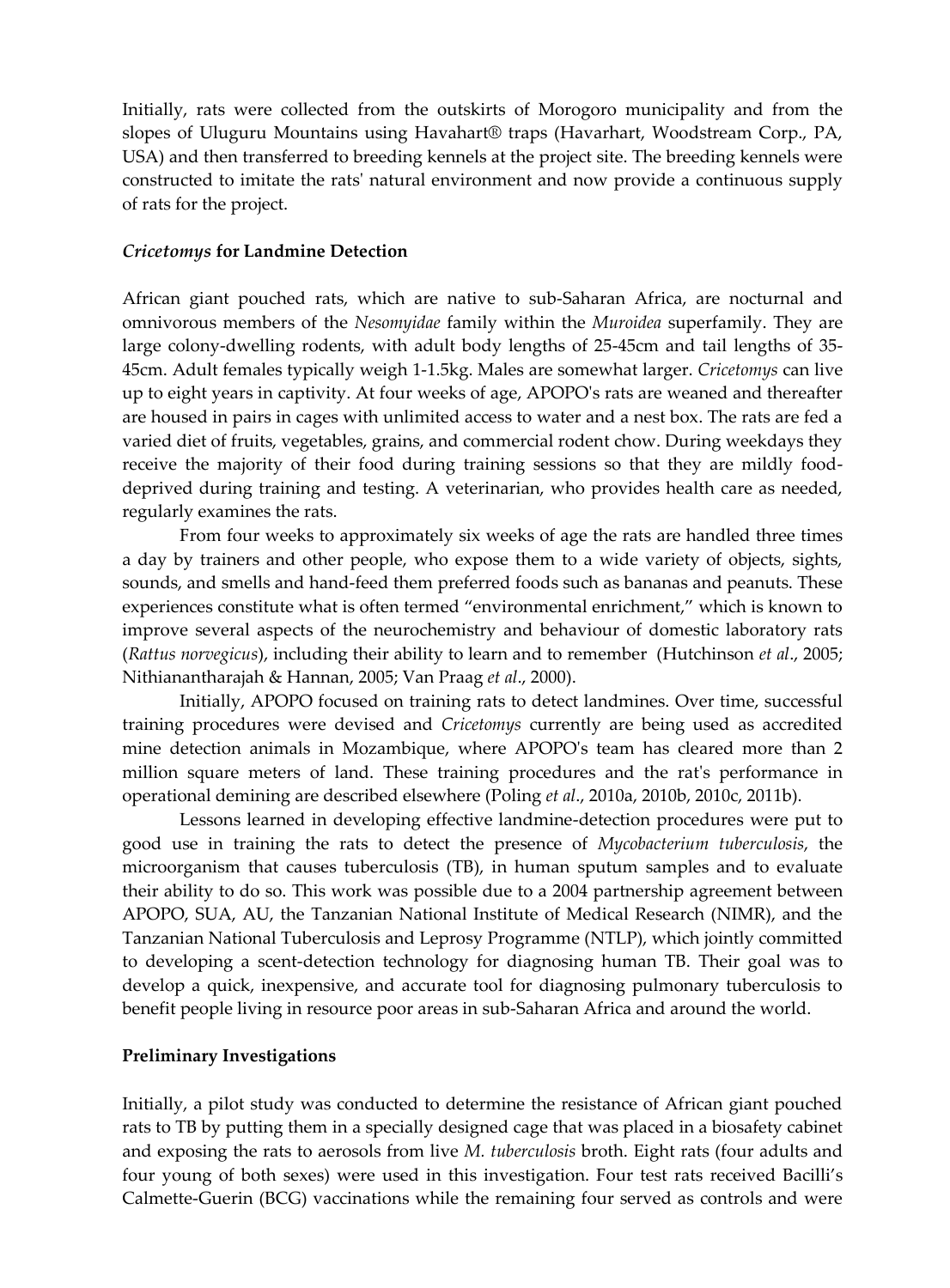Initially, rats were collected from the outskirts of Morogoro municipality and from the slopes of Uluguru Mountains using Havahart® traps (Havarhart, Woodstream Corp., PA, USA) and then transferred to breeding kennels at the project site. The breeding kennels were constructed to imitate the rats' natural environment and now provide a continuous supply of rats for the project.

### *Cricetomys* for Landmine Detection

African giant pouched rats, which are native to sub-Saharan Africa, are nocturnal and omnivorous members of the *Nesomyidae* family within the *Muroidea* superfamily. They are large colony-dwelling rodents, with adult body lengths of 25-45cm and tail lengths of 35-45cm. Adult females typically weigh 1-1.5kg. Males are somewhat larger. *Cricetomys* can live up to eight years in captivity. At four weeks of age, APOPO's rats are weaned and thereafter are housed in pairs in cages with unlimited access to water and a nest box. The rats are fed a varied diet of fruits, vegetables, grains, and commercial rodent chow. During weekdays they receive the majority of their food during training sessions so that they are mildly food-deprived during training and testing. A veterinarian, who provides health care as needed, regularly examines the rats.

From four weeks to approximately six weeks of age the rats are handled three times a day by trainers and other people, who expose them to a wide variety of objects, sights, sounds, and smells and hand-feed them preferred foods such as bananas and peanuts. These experiences constitute what is often termed "environmental enrichment," which is known to improve several aspects of the neurochemistry and behaviour of domestic laboratory rats (*Rattus norvegicus*), including their ability to learn and to remember (Hutchinson *et al*., 2005; Nithianantharajah & Hannan, 2005; Van Praag *et al*., 2000).

Initially, APOPO focused on training rats to detect landmines. Over time, successful training procedures were devised and *Cricetomys* currently are being used as accredited mine detection animals in Mozambique, where APOPO's team has cleared more than 2 million square meters of land. These training procedures and the rat's performance in operational demining are described elsewhere (Poling *et al*., 2010a, 2010b, 2010c, 2011b).

Lessons learned in developing effective landmine-detection procedures were put to good use in training the rats to detect the presence of *Mycobacterium tuberculosis*, the microorganism that causes tuberculosis (TB), in human sputum samples and to evaluate their ability to do so. This work was possible due to a 2004 partnership agreement between APOPO, SUA, AU, the Tanzanian National Institute of Medical Research (NIMR), and the Tanzanian National Tuberculosis and Leprosy Programme (NTLP), which jointly committed to developing a scent-detection technology for diagnosing human TB. Their goal was to develop a quick, inexpensive, and accurate tool for diagnosing pulmonary tuberculosis to benefit people living in resource poor areas in sub-Saharan Africa and around the world.

### Preliminary Investigations

Initially, a pilot study was conducted to determine the resistance of African giant pouched rats to TB by putting them in a specially designed cage that was placed in a biosafety cabinet and exposing the rats to aerosols from live *M. tuberculosis* broth. Eight rats (four adults and four young of both sexes) were used in this investigation. Four test rats received Bacilli's Calmette-Guerin (BCG) vaccinations while the remaining four served as controls and were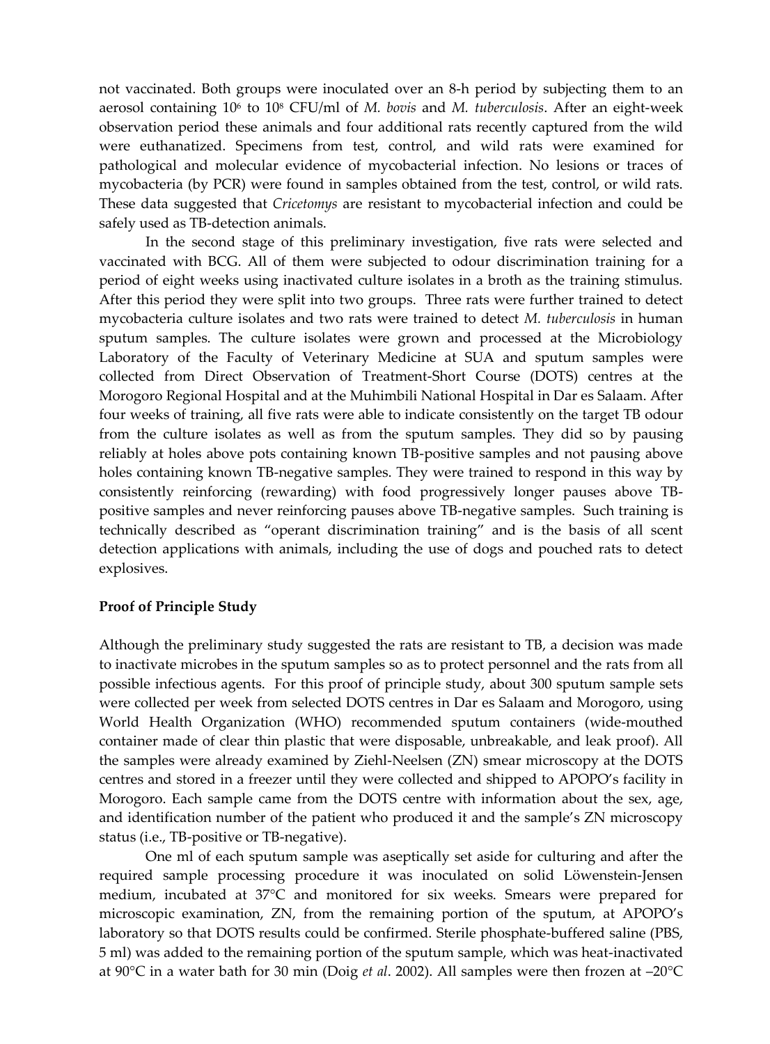not vaccinated. Both groups were inoculated over an 8-h period by subjecting them to an aerosol containing $10^6$ to $10^8$ CFU/ml of *M. bovis* and *M. tuberculosis*. After an eight-week observation period these animals and four additional rats recently captured from the wild were euthanatized. Specimens from test, control, and wild rats were examined for pathological and molecular evidence of mycobacterial infection. No lesions or traces of mycobacteria (by PCR) were found in samples obtained from the test, control, or wild rats. These data suggested that *Cricetomys* are resistant to mycobacterial infection and could be safely used as TB-detection animals.

In the second stage of this preliminary investigation, five rats were selected and vaccinated with BCG. All of them were subjected to odour discrimination training for a period of eight weeks using inactivated culture isolates in a broth as the training stimulus. After this period they were split into two groups. Three rats were further trained to detect mycobacteria culture isolates and two rats were trained to detect *M. tuberculosis* in human sputum samples. The culture isolates were grown and processed at the Microbiology Laboratory of the Faculty of Veterinary Medicine at SUA and sputum samples were collected from Direct Observation of Treatment-Short Course (DOTS) centres at the Morogoro Regional Hospital and at the Muhimbili National Hospital in Dar es Salaam. After four weeks of training, all five rats were able to indicate consistently on the target TB odour from the culture isolates as well as from the sputum samples. They did so by pausing reliably at holes above pots containing known TB-positive samples and not pausing above holes containing known TB-negative samples. They were trained to respond in this way by consistently reinforcing (rewarding) with food progressively longer pauses above TB-positive samples and never reinforcing pauses above TB-negative samples. Such training is technically described as "operant discrimination training" and is the basis of all scent detection applications with animals, including the use of dogs and pouched rats to detect explosives.

**Proof of Principle Study**

Although the preliminary study suggested the rats are resistant to TB, a decision was made to inactivate microbes in the sputum samples so as to protect personnel and the rats from all possible infectious agents. For this proof of principle study, about 300 sputum sample sets were collected per week from selected DOTS centres in Dar es Salaam and Morogoro, using World Health Organization (WHO) recommended sputum containers (wide-mouthed container made of clear thin plastic that were disposable, unbreakable, and leak proof). All the samples were already examined by Ziehl-Neelsen (ZN) smear microscopy at the DOTS centres and stored in a freezer until they were collected and shipped to APOPO's facility in Morogoro. Each sample came from the DOTS centre with information about the sex, age, and identification number of the patient who produced it and the sample's ZN microscopy status (i.e., TB-positive or TB-negative).

One ml of each sputum sample was aseptically set aside for culturing and after the required sample processing procedure it was inoculated on solid Löwenstein-Jensen medium, incubated at 37°C and monitored for six weeks. Smears were prepared for microscopic examination, ZN, from the remaining portion of the sputum, at APOPO's laboratory so that DOTS results could be confirmed. Sterile phosphate-buffered saline (PBS, 5 ml) was added to the remaining portion of the sputum sample, which was heat-inactivated at 90°C in a water bath for 30 min (Doig *et al*. 2002). All samples were then frozen at –20°C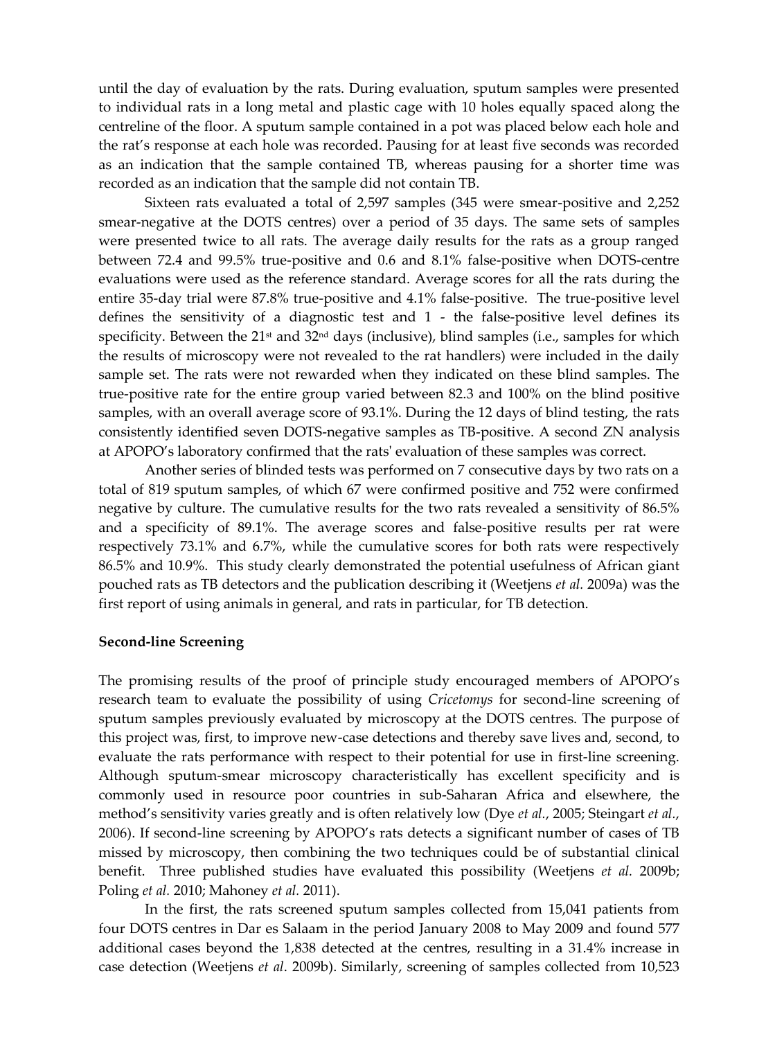until the day of evaluation by the rats. During evaluation, sputum samples were presented to individual rats in a long metal and plastic cage with 10 holes equally spaced along the centreline of the floor. A sputum sample contained in a pot was placed below each hole and the rat's response at each hole was recorded. Pausing for at least five seconds was recorded as an indication that the sample contained TB, whereas pausing for a shorter time was recorded as an indication that the sample did not contain TB.

Sixteen rats evaluated a total of 2,597 samples (345 were smear-positive and 2,252 smear-negative at the DOTS centres) over a period of 35 days. The same sets of samples were presented twice to all rats. The average daily results for the rats as a group ranged between 72.4 and 99.5% true-positive and 0.6 and 8.1% false-positive when DOTS-centre evaluations were used as the reference standard. Average scores for all the rats during the entire 35-day trial were 87.8% true-positive and 4.1% false-positive. The true-positive level defines the sensitivity of a diagnostic test and 1 - the false-positive level defines its specificity. Between the 21st and 32nd days (inclusive), blind samples (i.e., samples for which the results of microscopy were not revealed to the rat handlers) were included in the daily sample set. The rats were not rewarded when they indicated on these blind samples. The true-positive rate for the entire group varied between 82.3 and 100% on the blind positive samples, with an overall average score of 93.1%. During the 12 days of blind testing, the rats consistently identified seven DOTS-negative samples as TB-positive. A second ZN analysis at APOPO's laboratory confirmed that the rats' evaluation of these samples was correct.

Another series of blinded tests was performed on 7 consecutive days by two rats on a total of 819 sputum samples, of which 67 were confirmed positive and 752 were confirmed negative by culture. The cumulative results for the two rats revealed a sensitivity of 86.5% and a specificity of 89.1%. The average scores and false-positive results per rat were respectively 73.1% and 6.7%, while the cumulative scores for both rats were respectively 86.5% and 10.9%. This study clearly demonstrated the potential usefulness of African giant pouched rats as TB detectors and the publication describing it (Weetjens *et al.* 2009a) was the first report of using animals in general, and rats in particular, for TB detection.

**Second-line Screening**

The promising results of the proof of principle study encouraged members of APOPO's research team to evaluate the possibility of using *Cricetomys* for second-line screening of sputum samples previously evaluated by microscopy at the DOTS centres. The purpose of this project was, first, to improve new-case detections and thereby save lives and, second, to evaluate the rats performance with respect to their potential for use in first-line screening. Although sputum-smear microscopy characteristically has excellent specificity and is commonly used in resource poor countries in sub-Saharan Africa and elsewhere, the method's sensitivity varies greatly and is often relatively low (Dye *et al.*, 2005; Steingart *et al.*, 2006). If second-line screening by APOPO's rats detects a significant number of cases of TB missed by microscopy, then combining the two techniques could be of substantial clinical benefit. Three published studies have evaluated this possibility (Weetjens *et al.* 2009b; Poling *et al.* 2010; Mahoney *et al.* 2011).

In the first, the rats screened sputum samples collected from 15,041 patients from four DOTS centres in Dar es Salaam in the period January 2008 to May 2009 and found 577 additional cases beyond the 1,838 detected at the centres, resulting in a 31.4% increase in case detection (Weetjens *et al*. 2009b). Similarly, screening of samples collected from 10,523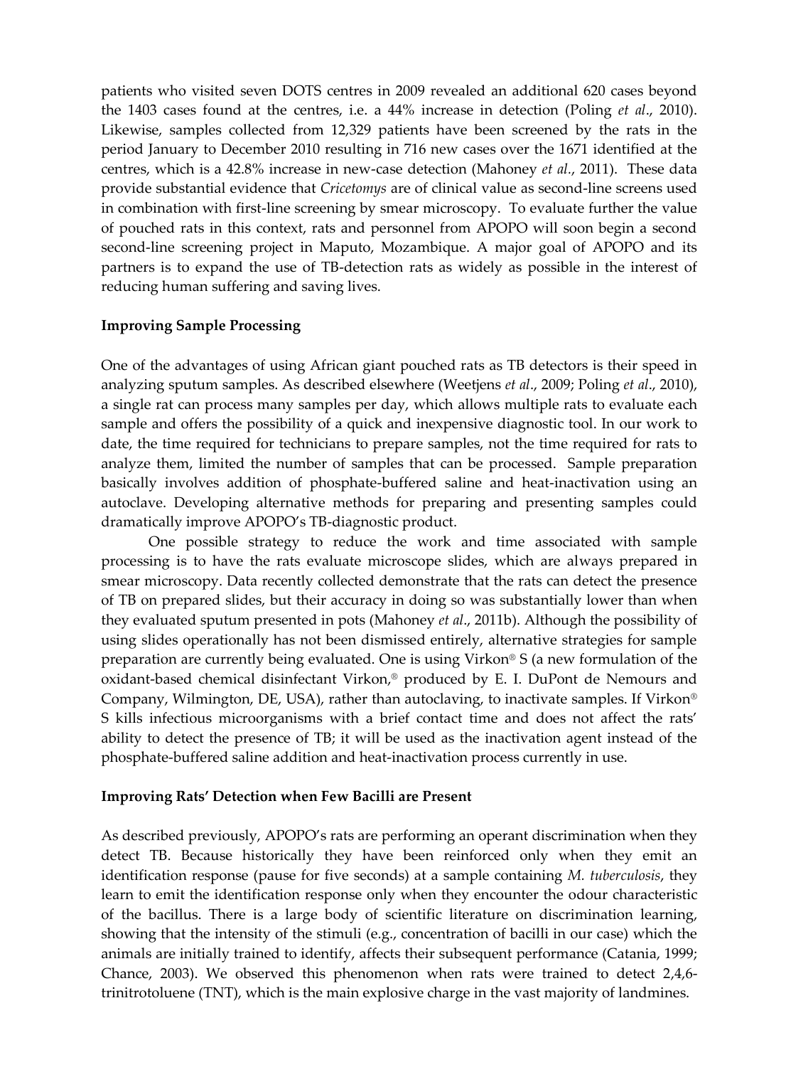patients who visited seven DOTS centres in 2009 revealed an additional 620 cases beyond the 1403 cases found at the centres, i.e. a 44% increase in detection (Poling *et al*., 2010). Likewise, samples collected from 12,329 patients have been screened by the rats in the period January to December 2010 resulting in 716 new cases over the 1671 identified at the centres, which is a 42.8% increase in new-case detection (Mahoney *et al*., 2011). These data provide substantial evidence that *Cricetomys* are of clinical value as second-line screens used in combination with first-line screening by smear microscopy. To evaluate further the value of pouched rats in this context, rats and personnel from APOPO will soon begin a second second-line screening project in Maputo, Mozambique. A major goal of APOPO and its partners is to expand the use of TB-detection rats as widely as possible in the interest of reducing human suffering and saving lives.

**Improving Sample Processing**

One of the advantages of using African giant pouched rats as TB detectors is their speed in analyzing sputum samples. As described elsewhere (Weetjens *et al*., 2009; Poling *et al*., 2010), a single rat can process many samples per day, which allows multiple rats to evaluate each sample and offers the possibility of a quick and inexpensive diagnostic tool. In our work to date, the time required for technicians to prepare samples, not the time required for rats to analyze them, limited the number of samples that can be processed. Sample preparation basically involves addition of phosphate-buffered saline and heat-inactivation using an autoclave. Developing alternative methods for preparing and presenting samples could dramatically improve APOPO's TB-diagnostic product.

One possible strategy to reduce the work and time associated with sample processing is to have the rats evaluate microscope slides, which are always prepared in smear microscopy. Data recently collected demonstrate that the rats can detect the presence of TB on prepared slides, but their accuracy in doing so was substantially lower than when they evaluated sputum presented in pots (Mahoney *et al*., 2011b). Although the possibility of using slides operationally has not been dismissed entirely, alternative strategies for sample preparation are currently being evaluated. One is using Virkon® S (a new formulation of the oxidant-based chemical disinfectant Virkon,® produced by E. I. DuPont de Nemours and Company, Wilmington, DE, USA), rather than autoclaving, to inactivate samples. If Virkon® S kills infectious microorganisms with a brief contact time and does not affect the rats' ability to detect the presence of TB; it will be used as the inactivation agent instead of the phosphate-buffered saline addition and heat-inactivation process currently in use.

**Improving Rats' Detection when Few Bacilli are Present**

As described previously, APOPO's rats are performing an operant discrimination when they detect TB. Because historically they have been reinforced only when they emit an identification response (pause for five seconds) at a sample containing *M. tuberculosis*, they learn to emit the identification response only when they encounter the odour characteristic of the bacillus. There is a large body of scientific literature on discrimination learning, showing that the intensity of the stimuli (e.g., concentration of bacilli in our case) which the animals are initially trained to identify, affects their subsequent performance (Catania, 1999; Chance, 2003). We observed this phenomenon when rats were trained to detect 2,4,6-trinitrotoluene (TNT), which is the main explosive charge in the vast majority of landmines.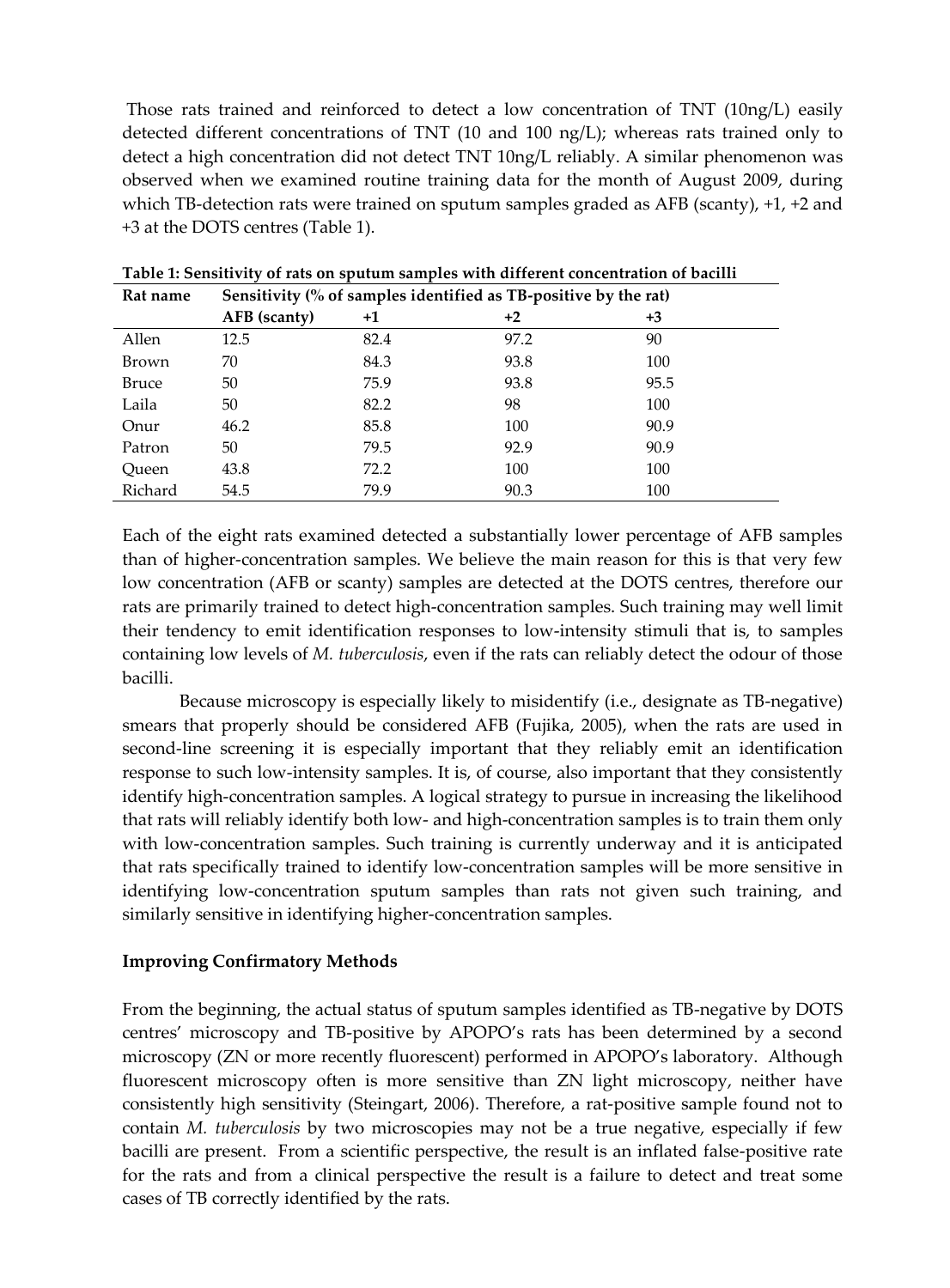Those rats trained and reinforced to detect a low concentration of TNT (10ng/L) easily detected different concentrations of TNT (10 and 100 ng/L); whereas rats trained only to detect a high concentration did not detect TNT 10ng/L reliably. A similar phenomenon was observed when we examined routine training data for the month of August 2009, during which TB-detection rats were trained on sputum samples graded as AFB (scanty), +1, +2 and +3 at the DOTS centres (Table 1).

**Table 1: Sensitivity of rats on sputum samples with different concentration of bacilli**

| Rat name | Sensitivity (% of samples identified as TB-positive by the rat) | | | |
|---|---|---|---|---|
| | AFB (scanty) | +1 | +2 | +3 |
| Allen | 12.5 | 82.4 | 97.2 | 90 |
| Brown | 70 | 84.3 | 93.8 | 100 |
| Bruce | 50 | 75.9 | 93.8 | 95.5 |
| Laila | 50 | 82.2 | 98 | 100 |
| Onur | 46.2 | 85.8 | 100 | 90.9 |
| Patron | 50 | 79.5 | 92.9 | 90.9 |
| Queen | 43.8 | 72.2 | 100 | 100 |
| Richard | 54.5 | 79.9 | 90.3 | 100 |

Each of the eight rats examined detected a substantially lower percentage of AFB samples than of higher-concentration samples. We believe the main reason for this is that very few low concentration (AFB or scanty) samples are detected at the DOTS centres, therefore our rats are primarily trained to detect high-concentration samples. Such training may well limit their tendency to emit identification responses to low-intensity stimuli that is, to samples containing low levels of *M. tuberculosis*, even if the rats can reliably detect the odour of those bacilli.

Because microscopy is especially likely to misidentify (i.e., designate as TB-negative) smears that properly should be considered AFB (Fujika, 2005), when the rats are used in second-line screening it is especially important that they reliably emit an identification response to such low-intensity samples. It is, of course, also important that they consistently identify high-concentration samples. A logical strategy to pursue in increasing the likelihood that rats will reliably identify both low- and high-concentration samples is to train them only with low-concentration samples. Such training is currently underway and it is anticipated that rats specifically trained to identify low-concentration samples will be more sensitive in identifying low-concentration sputum samples than rats not given such training, and similarly sensitive in identifying higher-concentration samples.

**Improving Confirmatory Methods**

From the beginning, the actual status of sputum samples identified as TB-negative by DOTS centres' microscopy and TB-positive by APOPO's rats has been determined by a second microscopy (ZN or more recently fluorescent) performed in APOPO's laboratory. Although fluorescent microscopy often is more sensitive than ZN light microscopy, neither have consistently high sensitivity (Steingart, 2006). Therefore, a rat-positive sample found not to contain *M. tuberculosis* by two microscopies may not be a true negative, especially if few bacilli are present. From a scientific perspective, the result is an inflated false-positive rate for the rats and from a clinical perspective the result is a failure to detect and treat some cases of TB correctly identified by the rats.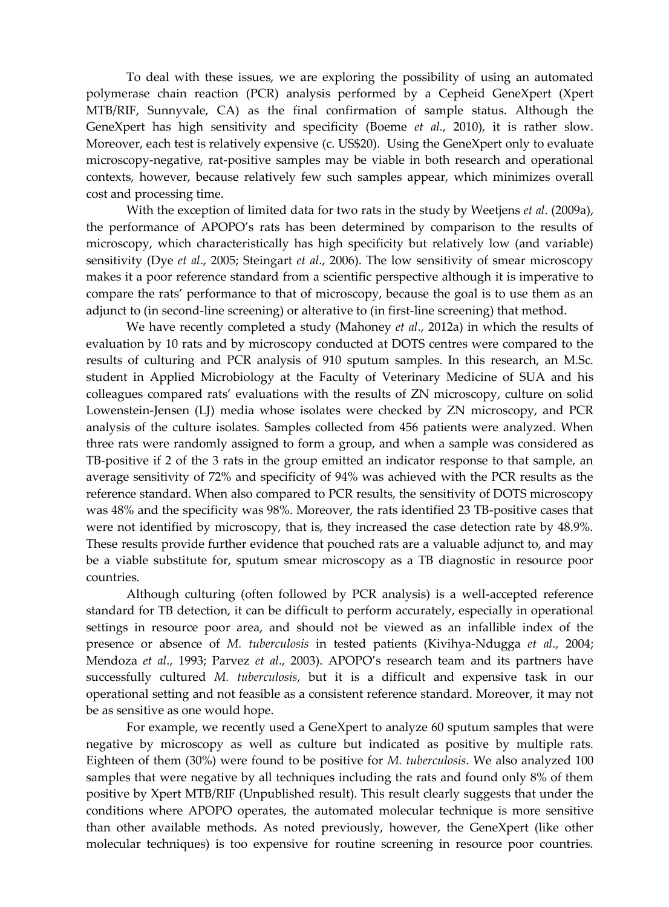To deal with these issues, we are exploring the possibility of using an automated polymerase chain reaction (PCR) analysis performed by a Cepheid GeneXpert (Xpert MTB/RIF, Sunnyvale, CA) as the final confirmation of sample status. Although the GeneXpert has high sensitivity and specificity (Boeme *et al.*, 2010), it is rather slow. Moreover, each test is relatively expensive (c. US$20). Using the GeneXpert only to evaluate microscopy-negative, rat-positive samples may be viable in both research and operational contexts, however, because relatively few such samples appear, which minimizes overall cost and processing time.

With the exception of limited data for two rats in the study by Weetjens *et al*. (2009a), the performance of APOPO's rats has been determined by comparison to the results of microscopy, which characteristically has high specificity but relatively low (and variable) sensitivity (Dye *et al*., 2005; Steingart *et al*., 2006). The low sensitivity of smear microscopy makes it a poor reference standard from a scientific perspective although it is imperative to compare the rats' performance to that of microscopy, because the goal is to use them as an adjunct to (in second-line screening) or alterative to (in first-line screening) that method.

We have recently completed a study (Mahoney *et al*., 2012a) in which the results of evaluation by 10 rats and by microscopy conducted at DOTS centres were compared to the results of culturing and PCR analysis of 910 sputum samples. In this research, an M.Sc. student in Applied Microbiology at the Faculty of Veterinary Medicine of SUA and his colleagues compared rats' evaluations with the results of ZN microscopy, culture on solid Lowenstein-Jensen (LJ) media whose isolates were checked by ZN microscopy, and PCR analysis of the culture isolates. Samples collected from 456 patients were analyzed. When three rats were randomly assigned to form a group, and when a sample was considered as TB-positive if 2 of the 3 rats in the group emitted an indicator response to that sample, an average sensitivity of 72% and specificity of 94% was achieved with the PCR results as the reference standard. When also compared to PCR results, the sensitivity of DOTS microscopy was 48% and the specificity was 98%. Moreover, the rats identified 23 TB-positive cases that were not identified by microscopy, that is, they increased the case detection rate by 48.9%. These results provide further evidence that pouched rats are a valuable adjunct to, and may be a viable substitute for, sputum smear microscopy as a TB diagnostic in resource poor countries.

Although culturing (often followed by PCR analysis) is a well-accepted reference standard for TB detection, it can be difficult to perform accurately, especially in operational settings in resource poor area, and should not be viewed as an infallible index of the presence or absence of *M. tuberculosis* in tested patients (Kivihya-Ndugga *et al*., 2004; Mendoza *et al*., 1993; Parvez *et al*., 2003). APOPO's research team and its partners have successfully cultured *M. tuberculosis*, but it is a difficult and expensive task in our operational setting and not feasible as a consistent reference standard. Moreover, it may not be as sensitive as one would hope.

For example, we recently used a GeneXpert to analyze 60 sputum samples that were negative by microscopy as well as culture but indicated as positive by multiple rats. Eighteen of them (30%) were found to be positive for *M. tuberculosis*. We also analyzed 100 samples that were negative by all techniques including the rats and found only 8% of them positive by Xpert MTB/RIF (Unpublished result). This result clearly suggests that under the conditions where APOPO operates, the automated molecular technique is more sensitive than other available methods. As noted previously, however, the GeneXpert (like other molecular techniques) is too expensive for routine screening in resource poor countries.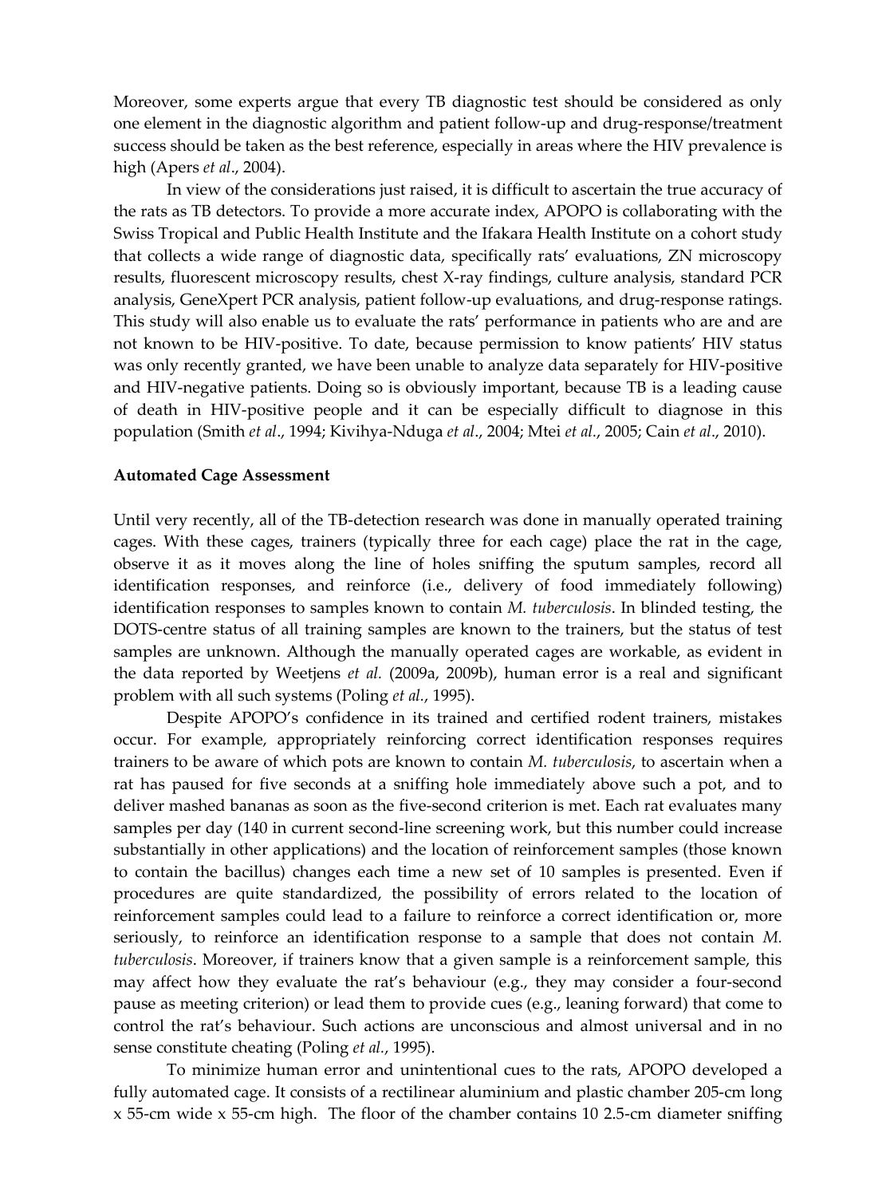Moreover, some experts argue that every TB diagnostic test should be considered as only one element in the diagnostic algorithm and patient follow-up and drug-response/treatment success should be taken as the best reference, especially in areas where the HIV prevalence is high (Apers *et al*., 2004).

In view of the considerations just raised, it is difficult to ascertain the true accuracy of the rats as TB detectors. To provide a more accurate index, APOPO is collaborating with the Swiss Tropical and Public Health Institute and the Ifakara Health Institute on a cohort study that collects a wide range of diagnostic data, specifically rats' evaluations, ZN microscopy results, fluorescent microscopy results, chest X-ray findings, culture analysis, standard PCR analysis, GeneXpert PCR analysis, patient follow-up evaluations, and drug-response ratings. This study will also enable us to evaluate the rats' performance in patients who are and are not known to be HIV-positive. To date, because permission to know patients' HIV status was only recently granted, we have been unable to analyze data separately for HIV-positive and HIV-negative patients. Doing so is obviously important, because TB is a leading cause of death in HIV-positive people and it can be especially difficult to diagnose in this population (Smith *et al*., 1994; Kivihya-Nduga *et al*., 2004; Mtei *et al*., 2005; Cain *et al*., 2010).

**Automated Cage Assessment**

Until very recently, all of the TB-detection research was done in manually operated training cages. With these cages, trainers (typically three for each cage) place the rat in the cage, observe it as it moves along the line of holes sniffing the sputum samples, record all identification responses, and reinforce (i.e., delivery of food immediately following) identification responses to samples known to contain *M. tuberculosis*. In blinded testing, the DOTS-centre status of all training samples are known to the trainers, but the status of test samples are unknown. Although the manually operated cages are workable, as evident in the data reported by Weetjens *et al.* (2009a, 2009b), human error is a real and significant problem with all such systems (Poling *et al.*, 1995).

Despite APOPO's confidence in its trained and certified rodent trainers, mistakes occur. For example, appropriately reinforcing correct identification responses requires trainers to be aware of which pots are known to contain *M. tuberculosis*, to ascertain when a rat has paused for five seconds at a sniffing hole immediately above such a pot, and to deliver mashed bananas as soon as the five-second criterion is met. Each rat evaluates many samples per day (140 in current second-line screening work, but this number could increase substantially in other applications) and the location of reinforcement samples (those known to contain the bacillus) changes each time a new set of 10 samples is presented. Even if procedures are quite standardized, the possibility of errors related to the location of reinforcement samples could lead to a failure to reinforce a correct identification or, more seriously, to reinforce an identification response to a sample that does not contain *M. tuberculosis*. Moreover, if trainers know that a given sample is a reinforcement sample, this may affect how they evaluate the rat's behaviour (e.g., they may consider a four-second pause as meeting criterion) or lead them to provide cues (e.g., leaning forward) that come to control the rat's behaviour. Such actions are unconscious and almost universal and in no sense constitute cheating (Poling *et al.*, 1995).

To minimize human error and unintentional cues to the rats, APOPO developed a fully automated cage. It consists of a rectilinear aluminium and plastic chamber 205-cm long x 55-cm wide x 55-cm high. The floor of the chamber contains 10 2.5-cm diameter sniffing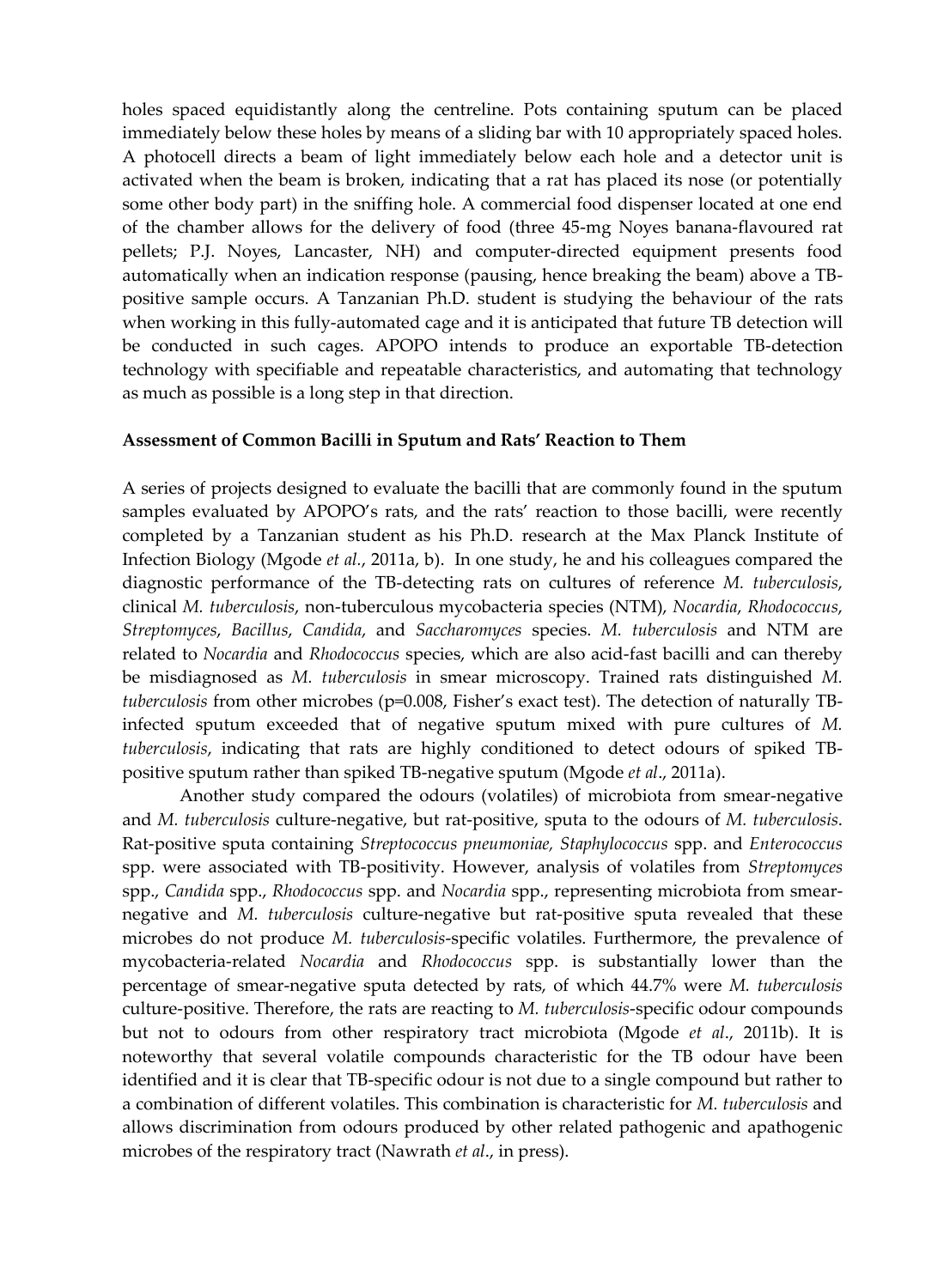holes spaced equidistantly along the centreline. Pots containing sputum can be placed immediately below these holes by means of a sliding bar with 10 appropriately spaced holes. A photocell directs a beam of light immediately below each hole and a detector unit is activated when the beam is broken, indicating that a rat has placed its nose (or potentially some other body part) in the sniffing hole. A commercial food dispenser located at one end of the chamber allows for the delivery of food (three 45-mg Noyes banana-flavoured rat pellets; P.J. Noyes, Lancaster, NH) and computer-directed equipment presents food automatically when an indication response (pausing, hence breaking the beam) above a TB-positive sample occurs. A Tanzanian Ph.D. student is studying the behaviour of the rats when working in this fully-automated cage and it is anticipated that future TB detection will be conducted in such cages. APOPO intends to produce an exportable TB-detection technology with specifiable and repeatable characteristics, and automating that technology as much as possible is a long step in that direction.

**Assessment of Common Bacilli in Sputum and Rats' Reaction to Them**

A series of projects designed to evaluate the bacilli that are commonly found in the sputum samples evaluated by APOPO's rats, and the rats' reaction to those bacilli, were recently completed by a Tanzanian student as his Ph.D. research at the Max Planck Institute of Infection Biology (Mgode *et al.*, 2011a, b). In one study, he and his colleagues compared the diagnostic performance of the TB-detecting rats on cultures of reference *M. tuberculosis*, clinical *M. tuberculosis*, non-tuberculous mycobacteria species (NTM), *Nocardia*, *Rhodococcus*, *Streptomyces*, *Bacillus*, *Candida*, and *Saccharomyces* species. *M. tuberculosis* and NTM are related to *Nocardia* and *Rhodococcus* species, which are also acid-fast bacilli and can thereby be misdiagnosed as *M. tuberculosis* in smear microscopy. Trained rats distinguished *M. tuberculosis* from other microbes (p=0.008, Fisher's exact test). The detection of naturally TB-infected sputum exceeded that of negative sputum mixed with pure cultures of *M. tuberculosis*, indicating that rats are highly conditioned to detect odours of spiked TB-positive sputum rather than spiked TB-negative sputum (Mgode *et al*., 2011a).

Another study compared the odours (volatiles) of microbiota from smear-negative and *M. tuberculosis* culture-negative, but rat-positive, sputa to the odours of *M. tuberculosis*. Rat-positive sputa containing *Streptococcus pneumoniae, Staphylococcus* spp. and *Enterococcus* spp. were associated with TB-positivity. However, analysis of volatiles from *Streptomyces* spp., *Candida* spp., *Rhodococcus* spp. and *Nocardia* spp., representing microbiota from smear-negative and *M. tuberculosis* culture-negative but rat-positive sputa revealed that these microbes do not produce *M. tuberculosis*-specific volatiles. Furthermore, the prevalence of mycobacteria-related *Nocardia* and *Rhodococcus* spp. is substantially lower than the percentage of smear-negative sputa detected by rats, of which 44.7% were *M. tuberculosis* culture-positive. Therefore, the rats are reacting to *M. tuberculosis*-specific odour compounds but not to odours from other respiratory tract microbiota (Mgode *et al*., 2011b). It is noteworthy that several volatile compounds characteristic for the TB odour have been identified and it is clear that TB-specific odour is not due to a single compound but rather to a combination of different volatiles. This combination is characteristic for *M. tuberculosis* and allows discrimination from odours produced by other related pathogenic and apathogenic microbes of the respiratory tract (Nawrath *et al*., in press).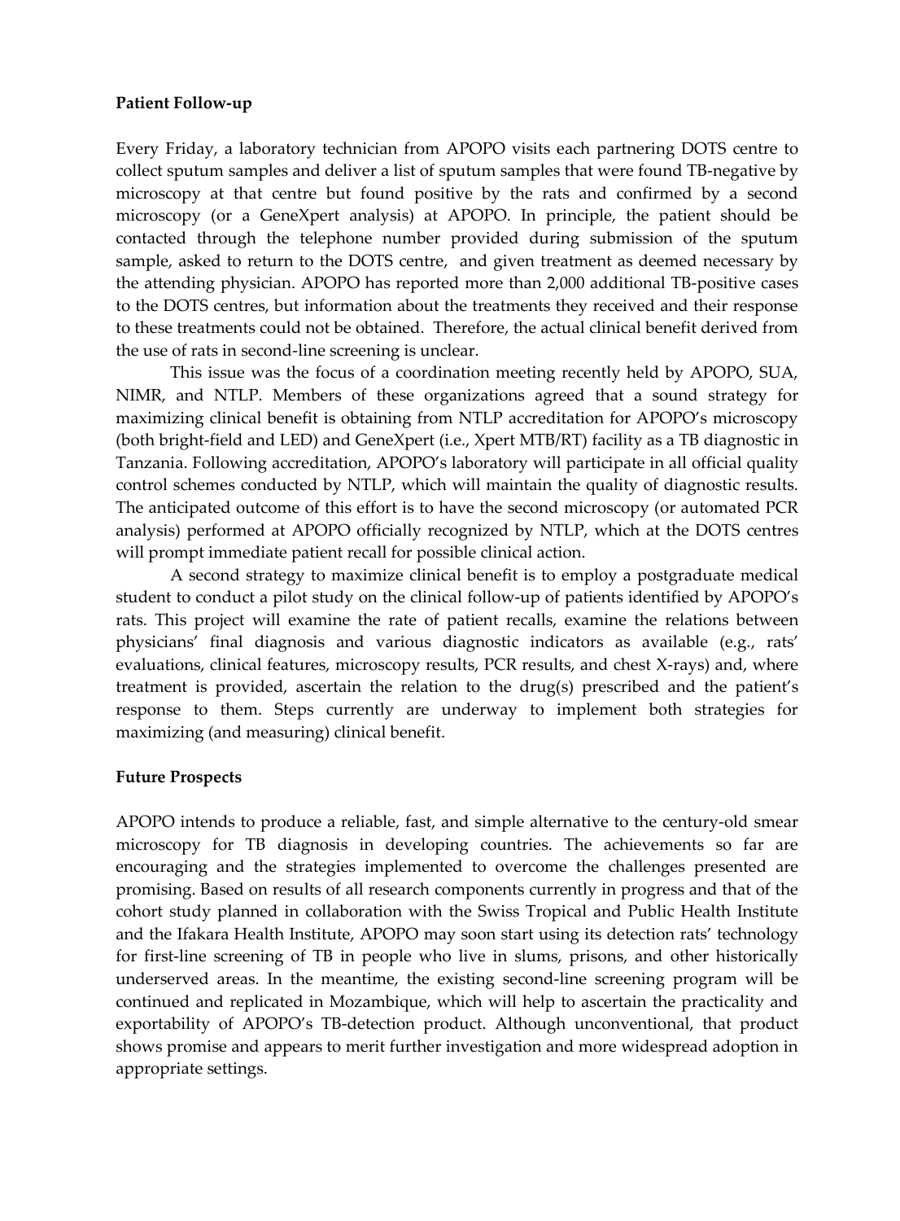**Patient Follow-up**

Every Friday, a laboratory technician from APOPO visits each partnering DOTS centre to collect sputum samples and deliver a list of sputum samples that were found TB-negative by microscopy at that centre but found positive by the rats and confirmed by a second microscopy (or a GeneXpert analysis) at APOPO. In principle, the patient should be contacted through the telephone number provided during submission of the sputum sample, asked to return to the DOTS centre, and given treatment as deemed necessary by the attending physician. APOPO has reported more than 2,000 additional TB-positive cases to the DOTS centres, but information about the treatments they received and their response to these treatments could not be obtained. Therefore, the actual clinical benefit derived from the use of rats in second-line screening is unclear.

This issue was the focus of a coordination meeting recently held by APOPO, SUA, NIMR, and NTLP. Members of these organizations agreed that a sound strategy for maximizing clinical benefit is obtaining from NTLP accreditation for APOPO's microscopy (both bright-field and LED) and GeneXpert (i.e., Xpert MTB/RT) facility as a TB diagnostic in Tanzania. Following accreditation, APOPO's laboratory will participate in all official quality control schemes conducted by NTLP, which will maintain the quality of diagnostic results. The anticipated outcome of this effort is to have the second microscopy (or automated PCR analysis) performed at APOPO officially recognized by NTLP, which at the DOTS centres will prompt immediate patient recall for possible clinical action.

A second strategy to maximize clinical benefit is to employ a postgraduate medical student to conduct a pilot study on the clinical follow-up of patients identified by APOPO's rats. This project will examine the rate of patient recalls, examine the relations between physicians' final diagnosis and various diagnostic indicators as available (e.g., rats' evaluations, clinical features, microscopy results, PCR results, and chest X-rays) and, where treatment is provided, ascertain the relation to the drug(s) prescribed and the patient's response to them. Steps currently are underway to implement both strategies for maximizing (and measuring) clinical benefit.

**Future Prospects**

APOPO intends to produce a reliable, fast, and simple alternative to the century-old smear microscopy for TB diagnosis in developing countries. The achievements so far are encouraging and the strategies implemented to overcome the challenges presented are promising. Based on results of all research components currently in progress and that of the cohort study planned in collaboration with the Swiss Tropical and Public Health Institute and the Ifakara Health Institute, APOPO may soon start using its detection rats' technology for first-line screening of TB in people who live in slums, prisons, and other historically underserved areas. In the meantime, the existing second-line screening program will be continued and replicated in Mozambique, which will help to ascertain the practicality and exportability of APOPO's TB-detection product. Although unconventional, that product shows promise and appears to merit further investigation and more widespread adoption in appropriate settings.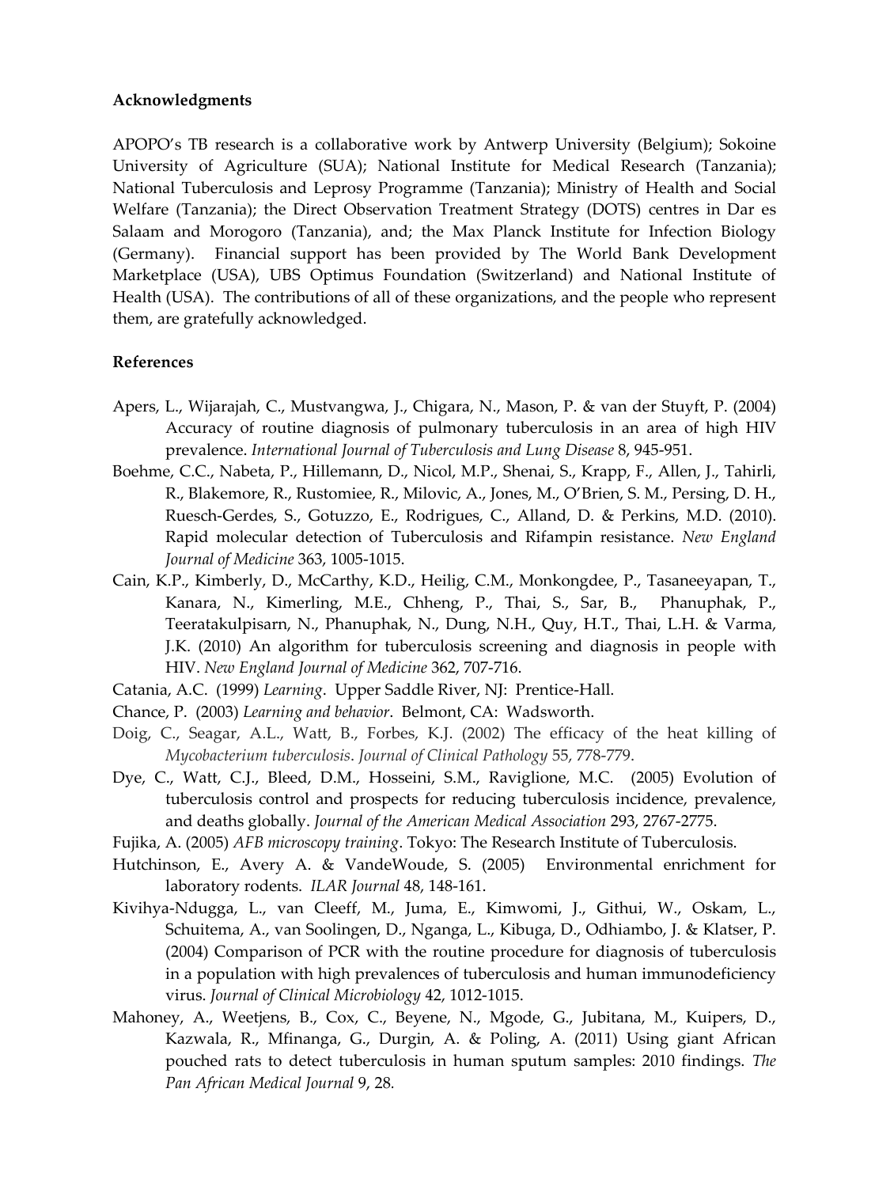**Acknowledgments**

APOPO's TB research is a collaborative work by Antwerp University (Belgium); Sokoine University of Agriculture (SUA); National Institute for Medical Research (Tanzania); National Tuberculosis and Leprosy Programme (Tanzania); Ministry of Health and Social Welfare (Tanzania); the Direct Observation Treatment Strategy (DOTS) centres in Dar es Salaam and Morogoro (Tanzania), and; the Max Planck Institute for Infection Biology (Germany). Financial support has been provided by The World Bank Development Marketplace (USA), UBS Optimus Foundation (Switzerland) and National Institute of Health (USA). The contributions of all of these organizations, and the people who represent them, are gratefully acknowledged.

**References**

Apers, L., Wijarajah, C., Mustvangwa, J., Chigara, N., Mason, P. & van der Stuyft, P. (2004) Accuracy of routine diagnosis of pulmonary tuberculosis in an area of high HIV prevalence. *International Journal of Tuberculosis and Lung Disease* 8, 945-951.

Boehme, C.C., Nabeta, P., Hillemann, D., Nicol, M.P., Shenai, S., Krapp, F., Allen, J., Tahirli, R., Blakemore, R., Rustomiee, R., Milovic, A., Jones, M., O'Brien, S. M., Persing, D. H., Ruesch-Gerdes, S., Gotuzzo, E., Rodrigues, C., Alland, D. & Perkins, M.D. (2010). Rapid molecular detection of Tuberculosis and Rifampin resistance. *New England Journal of Medicine* 363, 1005-1015.

Cain, K.P., Kimberly, D., McCarthy, K.D., Heilig, C.M., Monkongdee, P., Tasaneeyapan, T., Kanara, N., Kimerling, M.E., Chheng, P., Thai, S., Sar, B., Phanuphak, P., Teeratakulpisarn, N., Phanuphak, N., Dung, N.H., Quy, H.T., Thai, L.H. & Varma, J.K. (2010) An algorithm for tuberculosis screening and diagnosis in people with HIV. *New England Journal of Medicine* 362, 707-716.

Catania, A.C. (1999) *Learning*. Upper Saddle River, NJ: Prentice-Hall.

Chance, P. (2003) *Learning and behavior*. Belmont, CA: Wadsworth.

Doig, C., Seagar, A.L., Watt, B., Forbes, K.J. (2002) The efficacy of the heat killing of *Mycobacterium tuberculosis*. *Journal of Clinical Pathology* 55, 778-779.

Dye, C., Watt, C.J., Bleed, D.M., Hosseini, S.M., Raviglione, M.C. (2005) Evolution of tuberculosis control and prospects for reducing tuberculosis incidence, prevalence, and deaths globally. *Journal of the American Medical Association* 293, 2767-2775.

Fujika, A. (2005) *AFB microscopy training*. Tokyo: The Research Institute of Tuberculosis.

Hutchinson, E., Avery A. & VandeWoude, S. (2005) Environmental enrichment for laboratory rodents. *ILAR Journal* 48, 148-161.

Kivihya-Ndugga, L., van Cleeff, M., Juma, E., Kimwomi, J., Githui, W., Oskam, L., Schuitema, A., van Soolingen, D., Nganga, L., Kibuga, D., Odhiambo, J. & Klatser, P. (2004) Comparison of PCR with the routine procedure for diagnosis of tuberculosis in a population with high prevalences of tuberculosis and human immunodeficiency virus. *Journal of Clinical Microbiology* 42, 1012-1015.

Mahoney, A., Weetjens, B., Cox, C., Beyene, N., Mgode, G., Jubitana, M., Kuipers, D., Kazwala, R., Mfinanga, G., Durgin, A. & Poling, A. (2011) Using giant African pouched rats to detect tuberculosis in human sputum samples: 2010 findings. *The Pan African Medical Journal* 9, 28.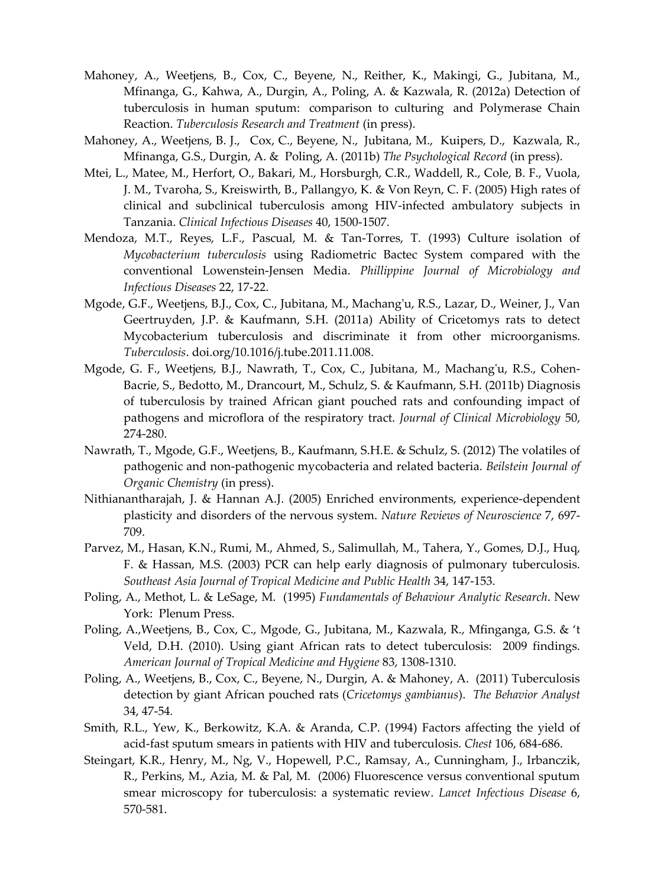Mahoney, A., Weetjens, B., Cox, C., Beyene, N., Reither, K., Makingi, G., Jubitana, M., Mfinanga, G., Kahwa, A., Durgin, A., Poling, A. & Kazwala, R. (2012a) Detection of tuberculosis in human sputum: comparison to culturing and Polymerase Chain Reaction. *Tuberculosis Research and Treatment* (in press).

Mahoney, A., Weetjens, B. J., Cox, C., Beyene, N., Jubitana, M., Kuipers, D., Kazwala, R., Mfinanga, G.S., Durgin, A. & Poling, A. (2011b) *The Psychological Record* (in press).

Mtei, L., Matee, M., Herfort, O., Bakari, M., Horsburgh, C.R., Waddell, R., Cole, B. F., Vuola, J. M., Tvaroha, S., Kreiswirth, B., Pallangyo, K. & Von Reyn, C. F. (2005) High rates of clinical and subclinical tuberculosis among HIV-infected ambulatory subjects in Tanzania. *Clinical Infectious Diseases* 40, 1500-1507.

Mendoza, M.T., Reyes, L.F., Pascual, M. & Tan-Torres, T. (1993) Culture isolation of *Mycobacterium tuberculosis* using Radiometric Bactec System compared with the conventional Lowenstein-Jensen Media. *Phillippine Journal of Microbiology and Infectious Diseases* 22, 17-22.

Mgode, G.F., Weetjens, B.J., Cox, C., Jubitana, M., Machang'u, R.S., Lazar, D., Weiner, J., Van Geertruyden, J.P. & Kaufmann, S.H. (2011a) Ability of Cricetomys rats to detect Mycobacterium tuberculosis and discriminate it from other microorganisms. *Tuberculosis*. doi.org/10.1016/j.tube.2011.11.008.

Mgode, G. F., Weetjens, B.J., Nawrath, T., Cox, C., Jubitana, M., Machang'u, R.S., Cohen-Bacrie, S., Bedotto, M., Drancourt, M., Schulz, S. & Kaufmann, S.H. (2011b) Diagnosis of tuberculosis by trained African giant pouched rats and confounding impact of pathogens and microflora of the respiratory tract. *Journal of Clinical Microbiology* 50, 274-280.

Nawrath, T., Mgode, G.F., Weetjens, B., Kaufmann, S.H.E. & Schulz, S. (2012) The volatiles of pathogenic and non-pathogenic mycobacteria and related bacteria. *Beilstein Journal of Organic Chemistry* (in press).

Nithianantharajah, J. & Hannan A.J. (2005) Enriched environments, experience-dependent plasticity and disorders of the nervous system. *Nature Reviews of Neuroscience* 7, 697-709.

Parvez, M., Hasan, K.N., Rumi, M., Ahmed, S., Salimullah, M., Tahera, Y., Gomes, D.J., Huq, F. & Hassan, M.S. (2003) PCR can help early diagnosis of pulmonary tuberculosis. *Southeast Asia Journal of Tropical Medicine and Public Health* 34, 147-153.

Poling, A., Methot, L. & LeSage, M. (1995) *Fundamentals of Behaviour Analytic Research*. New York: Plenum Press.

Poling, A.,Weetjens, B., Cox, C., Mgode, G., Jubitana, M., Kazwala, R., Mfinganga, G.S. & 't Veld, D.H. (2010). Using giant African rats to detect tuberculosis: 2009 findings. *American Journal of Tropical Medicine and Hygiene* 83, 1308-1310.

Poling, A., Weetjens, B., Cox, C., Beyene, N., Durgin, A. & Mahoney, A. (2011) Tuberculosis detection by giant African pouched rats (*Cricetomys gambianus*). *The Behavior Analyst* 34, 47-54.

Smith, R.L., Yew, K., Berkowitz, K.A. & Aranda, C.P. (1994) Factors affecting the yield of acid-fast sputum smears in patients with HIV and tuberculosis. *Chest* 106, 684-686.

Steingart, K.R., Henry, M., Ng, V., Hopewell, P.C., Ramsay, A., Cunningham, J., Irbanczik, R., Perkins, M., Azia, M. & Pal, M. (2006) Fluorescence versus conventional sputum smear microscopy for tuberculosis: a systematic review. *Lancet Infectious Disease* 6, 570-581.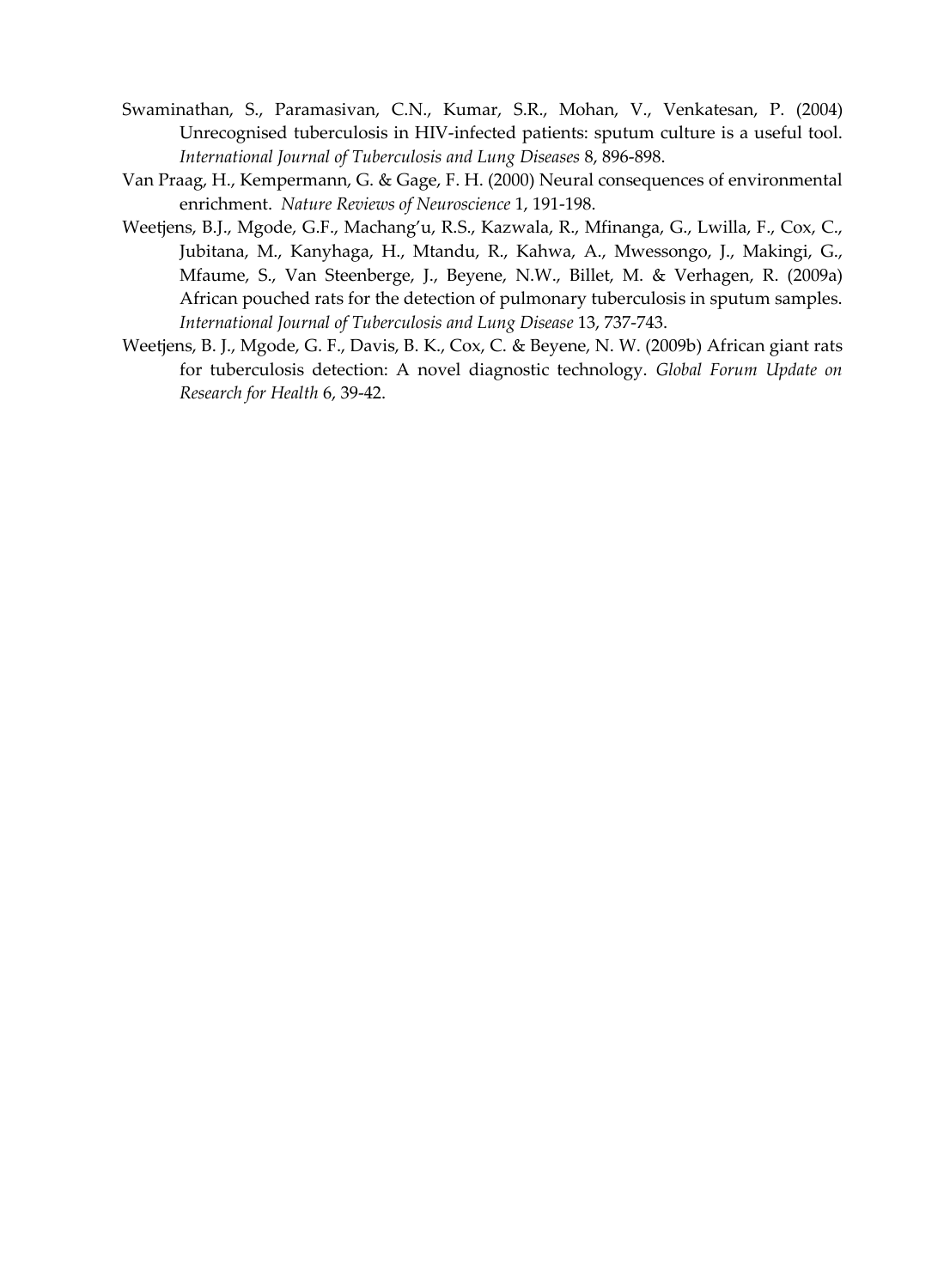Swaminathan, S., Paramasivan, C.N., Kumar, S.R., Mohan, V., Venkatesan, P. (2004) Unrecognised tuberculosis in HIV-infected patients: sputum culture is a useful tool. *International Journal of Tuberculosis and Lung Diseases* 8, 896-898.

Van Praag, H., Kempermann, G. & Gage, F. H. (2000) Neural consequences of environmental enrichment. *Nature Reviews of Neuroscience* 1, 191-198.

Weetjens, B.J., Mgode, G.F., Machang'u, R.S., Kazwala, R., Mfinanga, G., Lwilla, F., Cox, C., Jubitana, M., Kanyhaga, H., Mtandu, R., Kahwa, A., Mwessongo, J., Makingi, G., Mfaume, S., Van Steenberge, J., Beyene, N.W., Billet, M. & Verhagen, R. (2009a) African pouched rats for the detection of pulmonary tuberculosis in sputum samples. *International Journal of Tuberculosis and Lung Disease* 13, 737-743.

Weetjens, B. J., Mgode, G. F., Davis, B. K., Cox, C. & Beyene, N. W. (2009b) African giant rats for tuberculosis detection: A novel diagnostic technology. *Global Forum Update on Research for Health* 6, 39-42.